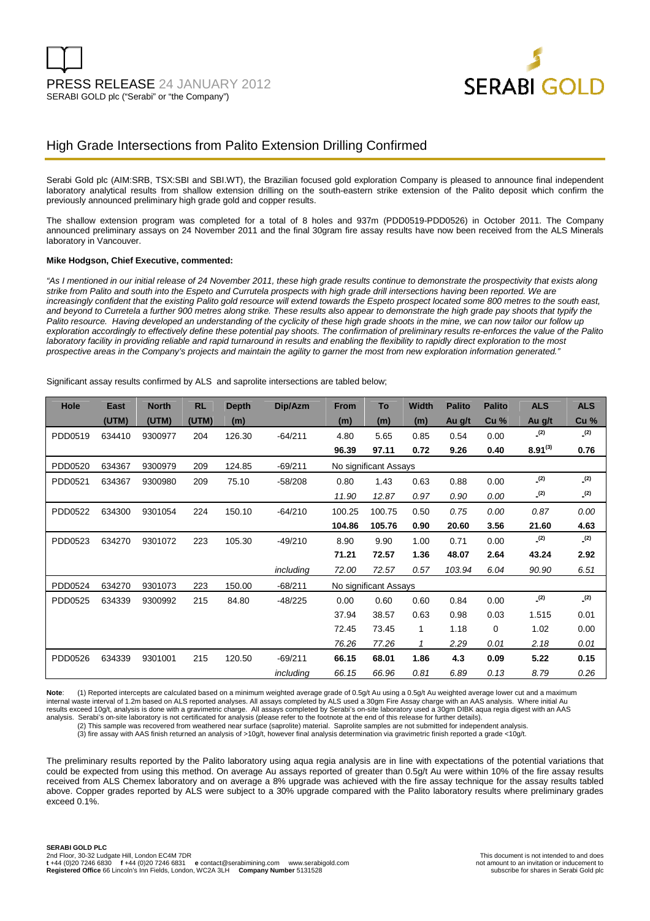PRESS RELEASE 24 JANUARY 2012

SERABI GOLD plc ("Serabi" or "the Company")

SERABI GOLD

# High Grade Intersections from Palito Extension Drilling Confirmed

Serabi Gold plc (AIM:SRB, TSX:SBI and SBI.WT), the Brazilian focused gold exploration Company is pleased to announce final independent laboratory analytical results from shallow extension drilling on the south-eastern strike extension of the Palito deposit which confirm the previously announced preliminary high grade gold and copper results.

The shallow extension program was completed for a total of 8 holes and 937m (PDD0519-PDD0526) in October 2011. The Company announced preliminary assays on 24 November 2011 and the final 30gram fire assay results have now been received from the ALS Minerals laboratory in Vancouver.

**Mike Hodgson, Chief Executive, commented:**

*"As I mentioned in our initial release of 24 November 2011, these high grade results continue to demonstrate the prospectivity that exists along strike from Palito and south into the Espeto and Currutela prospects with high grade drill intersections having been reported. We are increasingly confident that the existing Palito gold resource will extend towards the Espeto prospect located some 800 metres to the south east, and beyond to Curretela a further 900 metres along strike. These results also appear to demonstrate the high grade pay shoots that typify the Palito resource. Having developed an understanding of the cyclicity of these high grade shoots in the mine, we can now tailor our follow up exploration accordingly to effectively define these potential pay shoots. The confirmation of preliminary results re-enforces the value of the Palito laboratory facility in providing reliable and rapid turnaround in results and enabling the flexibility to rapidly direct exploration to the most prospective areas in the Company's projects and maintain the agility to garner the most from new exploration information generated."*

Significant assay results confirmed by ALS and saprolite intersections are tabled below;

| Hole | East (UTM) | North (UTM) | RL (UTM) | Depth (m) | Dip/Azm | From (m) | To (m) | Width (m) | Palito Au g/t | Palito Cu % | ALS Au g/t | ALS Cu % |
|---|---|---|---|---|---|---|---|---|---|---|---|---|
| PDD0519 | 634410 | 9300977 | 204 | 126.30 | -64/211 | 4.80 | 5.65 | 0.85 | 0.54 | 0.00 | -(2) | -(2) |
| | | | | | | **96.39** | **97.11** | **0.72** | **9.26** | **0.40** | **8.91(3)** | **0.76** |
| PDD0520 | 634367 | 9300979 | 209 | 124.85 | -69/211 | No significant Assays | | | | | | |
| PDD0521 | 634367 | 9300980 | 209 | 75.10 | -58/208 | 0.80 | 1.43 | 0.63 | 0.88 | 0.00 | -(2) | -(2) |
| | | | | | | *11.90* | *12.87* | *0.97* | *0.90* | *0.00* | -(2) | -(2) |
| PDD0522 | 634300 | 9301054 | 224 | 150.10 | -64/210 | 100.25 | 100.75 | 0.50 | *0.75* | *0.00* | *0.87* | *0.00* |
| | | | | | | **104.86** | **105.76** | **0.90** | **20.60** | **3.56** | **21.60** | **4.63** |
| PDD0523 | 634270 | 9301072 | 223 | 105.30 | -49/210 | 8.90 | 9.90 | 1.00 | 0.71 | 0.00 | -(2) | -(2) |
| | | | | | | **71.21** | **72.57** | **1.36** | **48.07** | **2.64** | **43.24** | **2.92** |
| | | | | | *including* | *72.00* | *72.57* | *0.57* | *103.94* | *6.04* | *90.90* | *6.51* |
| PDD0524 | 634270 | 9301073 | 223 | 150.00 | -68/211 | No significant Assays | | | | | | |
| PDD0525 | 634339 | 9300992 | 215 | 84.80 | -48/225 | 0.00 | 0.60 | 0.60 | 0.84 | 0.00 | -(2) | -(2) |
| | | | | | | 37.94 | 38.57 | 0.63 | 0.98 | 0.03 | 1.515 | 0.01 |
| | | | | | | 72.45 | 73.45 | 1 | 1.18 | 0 | 1.02 | 0.00 |
| | | | | | | *76.26* | *77.26* | *1* | *2.29* | *0.01* | *2.18* | *0.01* |
| PDD0526 | 634339 | 9301001 | 215 | 120.50 | -69/211 | **66.15** | **68.01** | **1.86** | **4.3** | **0.09** | **5.22** | **0.15** |
| | | | | | *including* | *66.15* | *66.96* | *0.81* | *6.89* | *0.13* | *8.79* | *0.26* |

**Note**: (1) Reported intercepts are calculated based on a minimum weighted average grade of 0.5g/t Au using a 0.5g/t Au weighted average lower cut and a maximum internal waste interval of 1.2m based on ALS reported analyses. All assays completed by ALS used a 30gm Fire Assay charge with an AAS analysis. Where initial Au results exceed 10g/t, analysis is done with a gravimetric charge. All assays completed by Serabi's on-site laboratory used a 30gm DIBK aqua regia digest with an AAS analysis. Serabi's on-site laboratory is not certificated for analysis (please refer to the footnote at the end of this release for further details).

(2) This sample was recovered from weathered near surface (saprolite) material. Saprolite samples are not submitted for independent analysis.

(3) fire assay with AAS finish returned an analysis of >10g/t, however final analysis determination via gravimetric finish reported a grade <10g/t.

The preliminary results reported by the Palito laboratory using aqua regia analysis are in line with expectations of the potential variations that could be expected from using this method. On average Au assays reported of greater than 0.5g/t Au were within 10% of the fire assay results received from ALS Chemex laboratory and on average a 8% upgrade was achieved with the fire assay technique for the assay results tabled above. Copper grades reported by ALS were subject to a 30% upgrade compared with the Palito laboratory results where preliminary grades exceed 0.1%.

**SERABI GOLD PLC**
2nd Floor, 30-32 Ludgate Hill, London EC4M 7DR
**t** +44 (0)20 7246 6830 **f** +44 (0)20 7246 6831 **e** contact@serabimining.com www.serabigold.com
**Registered Office** 66 Lincoln's Inn Fields, London, WC2A 3LH **Company Number** 5131528

This document is not intended to and does not amount to an invitation or inducement to subscribe for shares in Serabi Gold plc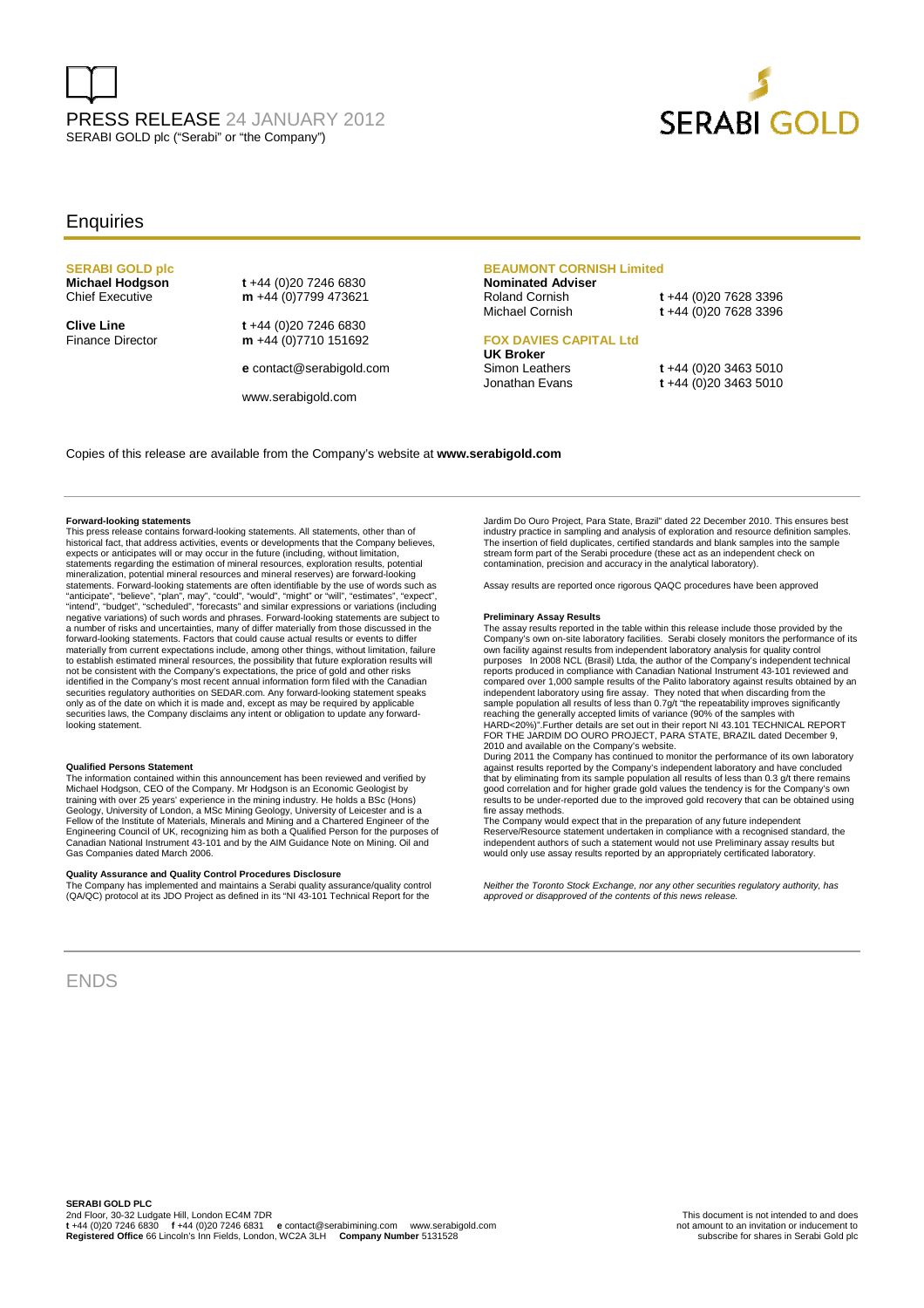PRESS RELEASE 24 JANUARY 2012

SERABI GOLD plc ("Serabi" or "the Company")

## Enquiries

**SERABI GOLD plc**

**Michael Hodgson**
Chief Executive
**t** +44 (0)20 7246 6830
**m** +44 (0)7799 473621

**Clive Line**
Finance Director
**t** +44 (0)20 7246 6830
**m** +44 (0)7710 151692

**e** contact@serabigold.com

www.serabigold.com

**BEAUMONT CORNISH Limited**

**Nominated Adviser**
Roland Cornish **t** +44 (0)20 7628 3396
Michael Cornish **t** +44 (0)20 7628 3396

**FOX DAVIES CAPITAL Ltd**

**UK Broker**
Simon Leathers **t** +44 (0)20 3463 5010
Jonathan Evans **t** +44 (0)20 3463 5010

Copies of this release are available from the Company's website at **www.serabigold.com**

**Forward-looking statements**

This press release contains forward-looking statements. All statements, other than of historical fact, that address activities, events or developments that the Company believes, expects or anticipates will or may occur in the future (including, without limitation, statements regarding the estimation of mineral resources, exploration results, potential mineralization, potential mineral resources and mineral reserves) are forward-looking statements. Forward-looking statements are often identifiable by the use of words such as "anticipate", "believe", "plan", may", "could", "would", "might" or "will", "estimates", "expect", "intend", "budget", "scheduled", "forecasts" and similar expressions or variations (including negative variations) of such words and phrases. Forward-looking statements are subject to a number of risks and uncertainties, many of differ materially from those discussed in the forward-looking statements. Factors that could cause actual results or events to differ materially from current expectations include, among other things, without limitation, failure to establish estimated mineral resources, the possibility that future exploration results will not be consistent with the Company's expectations, the price of gold and other risks identified in the Company's most recent annual information form filed with the Canadian securities regulatory authorities on SEDAR.com. Any forward-looking statement speaks only as of the date on which it is made and, except as may be required by applicable securities laws, the Company disclaims any intent or obligation to update any forward-looking statement.

**Qualified Persons Statement**

The information contained within this announcement has been reviewed and verified by Michael Hodgson, CEO of the Company. Mr Hodgson is an Economic Geologist by training with over 25 years' experience in the mining industry. He holds a BSc (Hons) Geology, University of London, a MSc Mining Geology, University of Leicester and is a Fellow of the Institute of Materials, Minerals and Mining and a Chartered Engineer of the Engineering Council of UK, recognizing him as both a Qualified Person for the purposes of Canadian National Instrument 43-101 and by the AIM Guidance Note on Mining. Oil and Gas Companies dated March 2006.

**Quality Assurance and Quality Control Procedures Disclosure**

The Company has implemented and maintains a Serabi quality assurance/quality control (QA/QC) protocol at its JDO Project as defined in its "NI 43-101 Technical Report for the Jardim Do Ouro Project, Para State, Brazil" dated 22 December 2010. This ensures best industry practice in sampling and analysis of exploration and resource definition samples. The insertion of field duplicates, certified standards and blank samples into the sample stream form part of the Serabi procedure (these act as an independent check on contamination, precision and accuracy in the analytical laboratory).

Assay results are reported once rigorous QAQC procedures have been approved

**Preliminary Assay Results**

The assay results reported in the table within this release include those provided by the Company's own on-site laboratory facilities. Serabi closely monitors the performance of its own facility against results from independent laboratory analysis for quality control purposes In 2008 NCL (Brasil) Ltda, the author of the Company's independent technical reports produced in compliance with Canadian National Instrument 43-101 reviewed and compared over 1,000 sample results of the Palito laboratory against results obtained by an independent laboratory using fire assay. They noted that when discarding from the sample population all results of less than 0.7g/t "the repeatability improves significantly reaching the generally accepted limits of variance (90% of the samples with HARD<20%)".Further details are set out in their report NI 43.101 TECHNICAL REPORT FOR THE JARDIM DO OURO PROJECT, PARA STATE, BRAZIL dated December 9, 2010 and available on the Company's website.

During 2011 the Company has continued to monitor the performance of its own laboratory against results reported by the Company's independent laboratory and have concluded that by eliminating from its sample population all results of less than 0.3 g/t there remains good correlation and for higher grade gold values the tendency is for the Company's own results to be under-reported due to the improved gold recovery that can be obtained using fire assay methods.

The Company would expect that in the preparation of any future independent Reserve/Resource statement undertaken in compliance with a recognised standard, the independent authors of such a statement would not use Preliminary assay results but would only use assay results reported by an appropriately certificated laboratory.

*Neither the Toronto Stock Exchange, nor any other securities regulatory authority, has approved or disapproved of the contents of this news release.*

ENDS

**SERABI GOLD PLC**
2nd Floor, 30-32 Ludgate Hill, London EC4M 7DR
**t** +44 (0)20 7246 6830 **f** +44 (0)20 7246 6831 **e** contact@serabimining.com www.serabigold.com
**Registered Office** 66 Lincoln's Inn Fields, London, WC2A 3LH **Company Number** 5131528

This document is not intended to and does not amount to an invitation or inducement to subscribe for shares in Serabi Gold plc